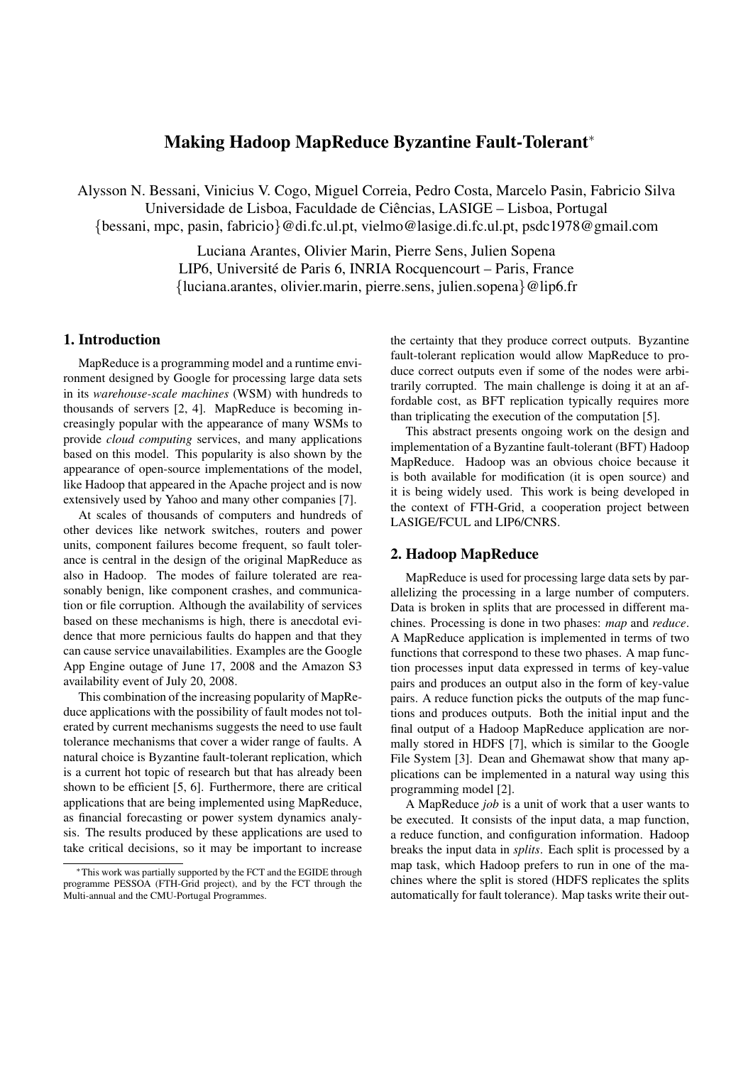# Making Hadoop MapReduce Byzantine Fault-Tolerant*

Alysson N. Bessani, Vinicius V. Cogo, Miguel Correia, Pedro Costa, Marcelo Pasin, Fabricio Silva
Universidade de Lisboa, Faculdade de Ciências, LASIGE – Lisboa, Portugal
{bessani, mpc, pasin, fabricio}@di.fc.ul.pt, vielmo@lasige.di.fc.ul.pt, psdc1978@gmail.com

Luciana Arantes, Olivier Marin, Pierre Sens, Julien Sopena
LIP6, Université de Paris 6, INRIA Rocquencourt – Paris, France
{luciana.arantes, olivier.marin, pierre.sens, julien.sopena}@lip6.fr

## 1. Introduction

MapReduce is a programming model and a runtime environment designed by Google for processing large data sets in its *warehouse-scale machines* (WSM) with hundreds to thousands of servers [2, 4]. MapReduce is becoming increasingly popular with the appearance of many WSMs to provide *cloud computing* services, and many applications based on this model. This popularity is also shown by the appearance of open-source implementations of the model, like Hadoop that appeared in the Apache project and is now extensively used by Yahoo and many other companies [7].

At scales of thousands of computers and hundreds of other devices like network switches, routers and power units, component failures become frequent, so fault tolerance is central in the design of the original MapReduce as also in Hadoop. The modes of failure tolerated are reasonably benign, like component crashes, and communication or file corruption. Although the availability of services based on these mechanisms is high, there is anecdotal evidence that more pernicious faults do happen and that they can cause service unavailabilities. Examples are the Google App Engine outage of June 17, 2008 and the Amazon S3 availability event of July 20, 2008.

This combination of the increasing popularity of MapReduce applications with the possibility of fault modes not tolerated by current mechanisms suggests the need to use fault tolerance mechanisms that cover a wider range of faults. A natural choice is Byzantine fault-tolerant replication, which is a current hot topic of research but that has already been shown to be efficient [5, 6]. Furthermore, there are critical applications that are being implemented using MapReduce, as financial forecasting or power system dynamics analysis. The results produced by these applications are used to take critical decisions, so it may be important to increase the certainty that they produce correct outputs. Byzantine fault-tolerant replication would allow MapReduce to produce correct outputs even if some of the nodes were arbitrarily corrupted. The main challenge is doing it at an affordable cost, as BFT replication typically requires more than triplicating the execution of the computation [5].

This abstract presents ongoing work on the design and implementation of a Byzantine fault-tolerant (BFT) Hadoop MapReduce. Hadoop was an obvious choice because it is both available for modification (it is open source) and it is being widely used. This work is being developed in the context of FTH-Grid, a cooperation project between LASIGE/FCUL and LIP6/CNRS.

## 2. Hadoop MapReduce

MapReduce is used for processing large data sets by parallelizing the processing in a large number of computers. Data is broken in splits that are processed in different machines. Processing is done in two phases: *map* and *reduce*. A MapReduce application is implemented in terms of two functions that correspond to these two phases. A map function processes input data expressed in terms of key-value pairs and produces an output also in the form of key-value pairs. A reduce function picks the outputs of the map functions and produces outputs. Both the initial input and the final output of a Hadoop MapReduce application are normally stored in HDFS [7], which is similar to the Google File System [3]. Dean and Ghemawat show that many applications can be implemented in a natural way using this programming model [2].

A MapReduce *job* is a unit of work that a user wants to be executed. It consists of the input data, a map function, a reduce function, and configuration information. Hadoop breaks the input data in *splits*. Each split is processed by a map task, which Hadoop prefers to run in one of the machines where the split is stored (HDFS replicates the splits automatically for fault tolerance). Map tasks write their out-

*This work was partially supported by the FCT and the EGIDE through programme PESSOA (FTH-Grid project), and by the FCT through the Multi-annual and the CMU-Portugal Programmes.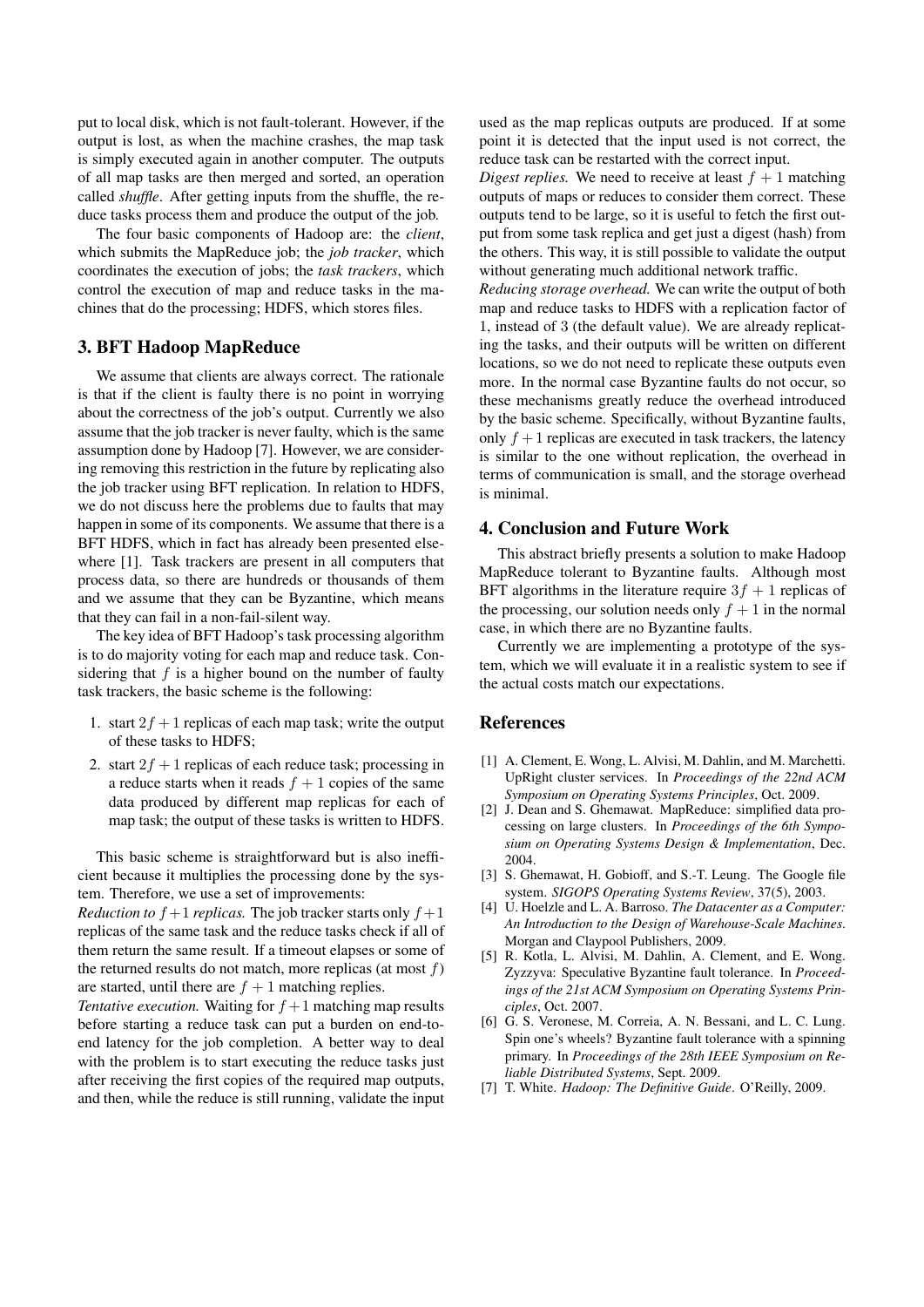put to local disk, which is not fault-tolerant. However, if the output is lost, as when the machine crashes, the map task is simply executed again in another computer. The outputs of all map tasks are then merged and sorted, an operation called *shuffle*. After getting inputs from the shuffle, the reduce tasks process them and produce the output of the job.

The four basic components of Hadoop are: the *client*, which submits the MapReduce job; the *job tracker*, which coordinates the execution of jobs; the *task trackers*, which control the execution of map and reduce tasks in the machines that do the processing; HDFS, which stores files.

## 3. BFT Hadoop MapReduce

We assume that clients are always correct. The rationale is that if the client is faulty there is no point in worrying about the correctness of the job's output. Currently we also assume that the job tracker is never faulty, which is the same assumption done by Hadoop [7]. However, we are considering removing this restriction in the future by replicating also the job tracker using BFT replication. In relation to HDFS, we do not discuss here the problems due to faults that may happen in some of its components. We assume that there is a BFT HDFS, which in fact has already been presented elsewhere [1]. Task trackers are present in all computers that process data, so there are hundreds or thousands of them and we assume that they can be Byzantine, which means that they can fail in a non-fail-silent way.

The key idea of BFT Hadoop's task processing algorithm is to do majority voting for each map and reduce task. Considering that $f$ is a higher bound on the number of faulty task trackers, the basic scheme is the following:

1. start $2f+1$ replicas of each map task; write the output of these tasks to HDFS;
2. start $2f+1$ replicas of each reduce task; processing in a reduce starts when it reads $f+1$ copies of the same data produced by different map replicas for each of map task; the output of these tasks is written to HDFS.

This basic scheme is straightforward but is also inefficient because it multiplies the processing done by the system. Therefore, we use a set of improvements:

*Reduction to $f+1$ replicas.* The job tracker starts only $f+1$ replicas of the same task and the reduce tasks check if all of them return the same result. If a timeout elapses or some of the returned results do not match, more replicas (at most $f$) are started, until there are $f+1$ matching replies.

*Tentative execution.* Waiting for $f+1$ matching map results before starting a reduce task can put a burden on end-to-end latency for the job completion. A better way to deal with the problem is to start executing the reduce tasks just after receiving the first copies of the required map outputs, and then, while the reduce is still running, validate the input used as the map replicas outputs are produced. If at some point it is detected that the input used is not correct, the reduce task can be restarted with the correct input.

*Digest replies.* We need to receive at least $f+1$ matching outputs of maps or reduces to consider them correct. These outputs tend to be large, so it is useful to fetch the first output from some task replica and get just a digest (hash) from the others. This way, it is still possible to validate the output without generating much additional network traffic.

*Reducing storage overhead.* We can write the output of both map and reduce tasks to HDFS with a replication factor of 1, instead of 3 (the default value). We are already replicating the tasks, and their outputs will be written on different locations, so we do not need to replicate these outputs even more. In the normal case Byzantine faults do not occur, so these mechanisms greatly reduce the overhead introduced by the basic scheme. Specifically, without Byzantine faults, only $f+1$ replicas are executed in task trackers, the latency is similar to the one without replication, the overhead in terms of communication is small, and the storage overhead is minimal.

## 4. Conclusion and Future Work

This abstract briefly presents a solution to make Hadoop MapReduce tolerant to Byzantine faults. Although most BFT algorithms in the literature require $3f+1$ replicas of the processing, our solution needs only $f+1$ in the normal case, in which there are no Byzantine faults.

Currently we are implementing a prototype of the system, which we will evaluate it in a realistic system to see if the actual costs match our expectations.

## References

[1] A. Clement, E. Wong, L. Alvisi, M. Dahlin, and M. Marchetti. UpRight cluster services. In *Proceedings of the 22nd ACM Symposium on Operating Systems Principles*, Oct. 2009.

[2] J. Dean and S. Ghemawat. MapReduce: simplified data processing on large clusters. In *Proceedings of the 6th Symposium on Operating Systems Design & Implementation*, Dec. 2004.

[3] S. Ghemawat, H. Gobioff, and S.-T. Leung. The Google file system. *SIGOPS Operating Systems Review*, 37(5), 2003.

[4] U. Hoelzle and L. A. Barroso. *The Datacenter as a Computer: An Introduction to the Design of Warehouse-Scale Machines*. Morgan and Claypool Publishers, 2009.

[5] R. Kotla, L. Alvisi, M. Dahlin, A. Clement, and E. Wong. Zyzzyva: Speculative Byzantine fault tolerance. In *Proceedings of the 21st ACM Symposium on Operating Systems Principles*, Oct. 2007.

[6] G. S. Veronese, M. Correia, A. N. Bessani, and L. C. Lung. Spin one's wheels? Byzantine fault tolerance with a spinning primary. In *Proceedings of the 28th IEEE Symposium on Reliable Distributed Systems*, Sept. 2009.

[7] T. White. *Hadoop: The Definitive Guide*. O'Reilly, 2009.